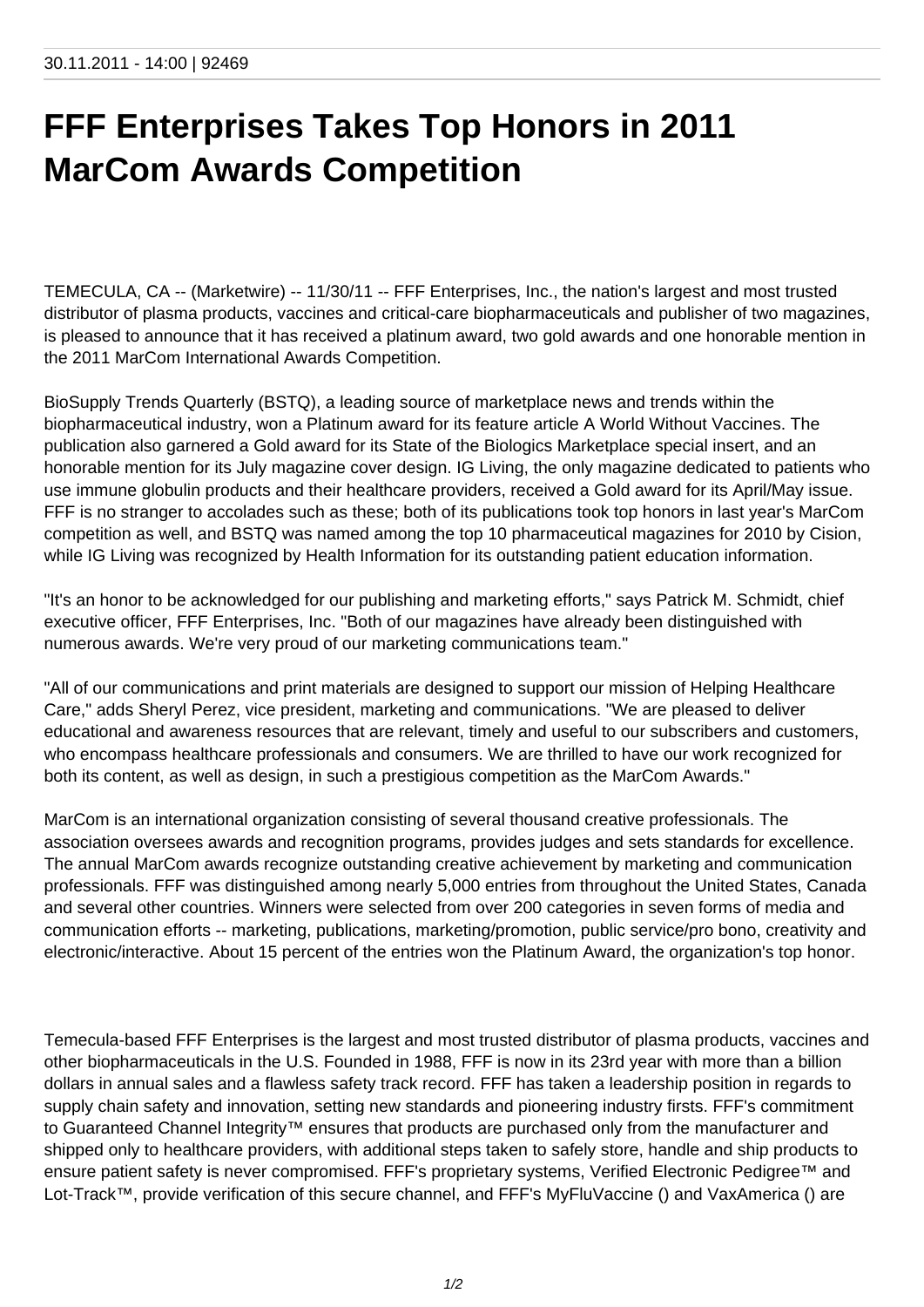30.11.2011 - 14:00 | 92469

# FFF Enterprises Takes Top Honors in 2011 MarCom Awards Competition

TEMECULA, CA -- (Marketwire) -- 11/30/11 -- FFF Enterprises, Inc., the nation's largest and most trusted distributor of plasma products, vaccines and critical-care biopharmaceuticals and publisher of two magazines, is pleased to announce that it has received a platinum award, two gold awards and one honorable mention in the 2011 MarCom International Awards Competition.

BioSupply Trends Quarterly (BSTQ), a leading source of marketplace news and trends within the biopharmaceutical industry, won a Platinum award for its feature article A World Without Vaccines. The publication also garnered a Gold award for its State of the Biologics Marketplace special insert, and an honorable mention for its July magazine cover design. IG Living, the only magazine dedicated to patients who use immune globulin products and their healthcare providers, received a Gold award for its April/May issue. FFF is no stranger to accolades such as these; both of its publications took top honors in last year's MarCom competition as well, and BSTQ was named among the top 10 pharmaceutical magazines for 2010 by Cision, while IG Living was recognized by Health Information for its outstanding patient education information.

"It's an honor to be acknowledged for our publishing and marketing efforts," says Patrick M. Schmidt, chief executive officer, FFF Enterprises, Inc. "Both of our magazines have already been distinguished with numerous awards. We're very proud of our marketing communications team."

"All of our communications and print materials are designed to support our mission of Helping Healthcare Care," adds Sheryl Perez, vice president, marketing and communications. "We are pleased to deliver educational and awareness resources that are relevant, timely and useful to our subscribers and customers, who encompass healthcare professionals and consumers. We are thrilled to have our work recognized for both its content, as well as design, in such a prestigious competition as the MarCom Awards."

MarCom is an international organization consisting of several thousand creative professionals. The association oversees awards and recognition programs, provides judges and sets standards for excellence. The annual MarCom awards recognize outstanding creative achievement by marketing and communication professionals. FFF was distinguished among nearly 5,000 entries from throughout the United States, Canada and several other countries. Winners were selected from over 200 categories in seven forms of media and communication efforts -- marketing, publications, marketing/promotion, public service/pro bono, creativity and electronic/interactive. About 15 percent of the entries won the Platinum Award, the organization's top honor.

Temecula-based FFF Enterprises is the largest and most trusted distributor of plasma products, vaccines and other biopharmaceuticals in the U.S. Founded in 1988, FFF is now in its 23rd year with more than a billion dollars in annual sales and a flawless safety track record. FFF has taken a leadership position in regards to supply chain safety and innovation, setting new standards and pioneering industry firsts. FFF's commitment to Guaranteed Channel Integrity™ ensures that products are purchased only from the manufacturer and shipped only to healthcare providers, with additional steps taken to safely store, handle and ship products to ensure patient safety is never compromised. FFF's proprietary systems, Verified Electronic Pedigree™ and Lot-Track™, provide verification of this secure channel, and FFF's MyFluVaccine () and VaxAmerica () are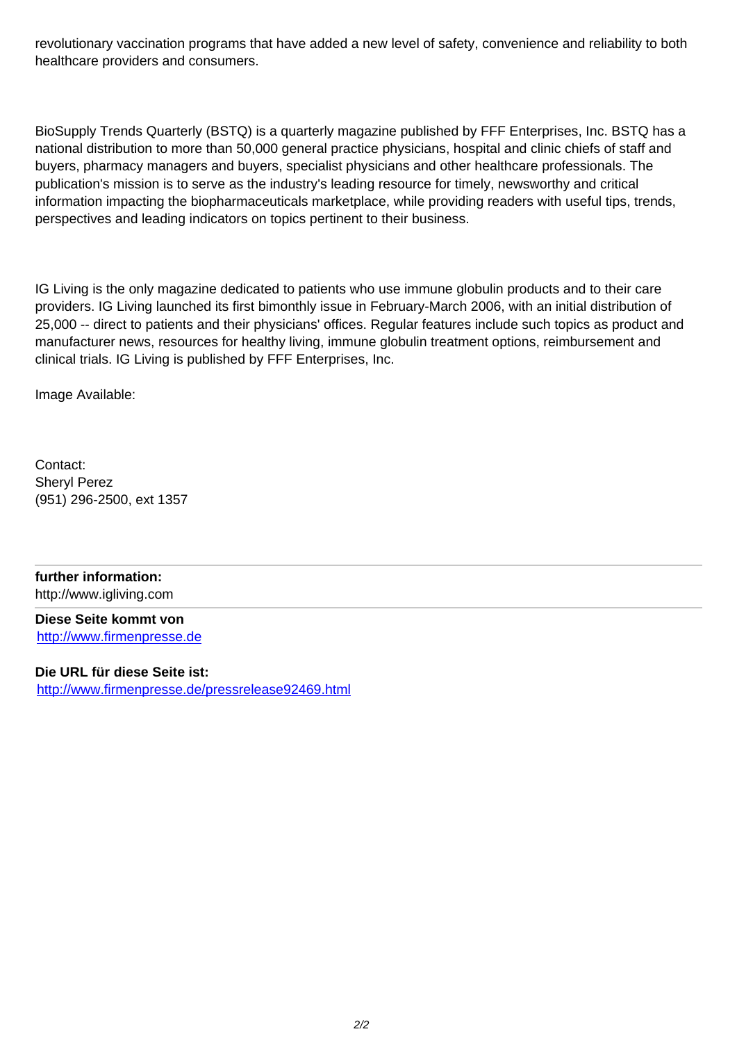revolutionary vaccination programs that have added a new level of safety, convenience and reliability to both healthcare providers and consumers.

BioSupply Trends Quarterly (BSTQ) is a quarterly magazine published by FFF Enterprises, Inc. BSTQ has a national distribution to more than 50,000 general practice physicians, hospital and clinic chiefs of staff and buyers, pharmacy managers and buyers, specialist physicians and other healthcare professionals. The publication's mission is to serve as the industry's leading resource for timely, newsworthy and critical information impacting the biopharmaceuticals marketplace, while providing readers with useful tips, trends, perspectives and leading indicators on topics pertinent to their business.

IG Living is the only magazine dedicated to patients who use immune globulin products and to their care providers. IG Living launched its first bimonthly issue in February-March 2006, with an initial distribution of 25,000 -- direct to patients and their physicians' offices. Regular features include such topics as product and manufacturer news, resources for healthy living, immune globulin treatment options, reimbursement and clinical trials. IG Living is published by FFF Enterprises, Inc.

Image Available:

Contact:
Sheryl Perez
(951) 296-2500, ext 1357

---

**further information:**
http://www.igliving.com

---

**Diese Seite kommt von**
http://www.firmenpresse.de

**Die URL für diese Seite ist:**
http://www.firmenpresse.de/pressrelease92469.html